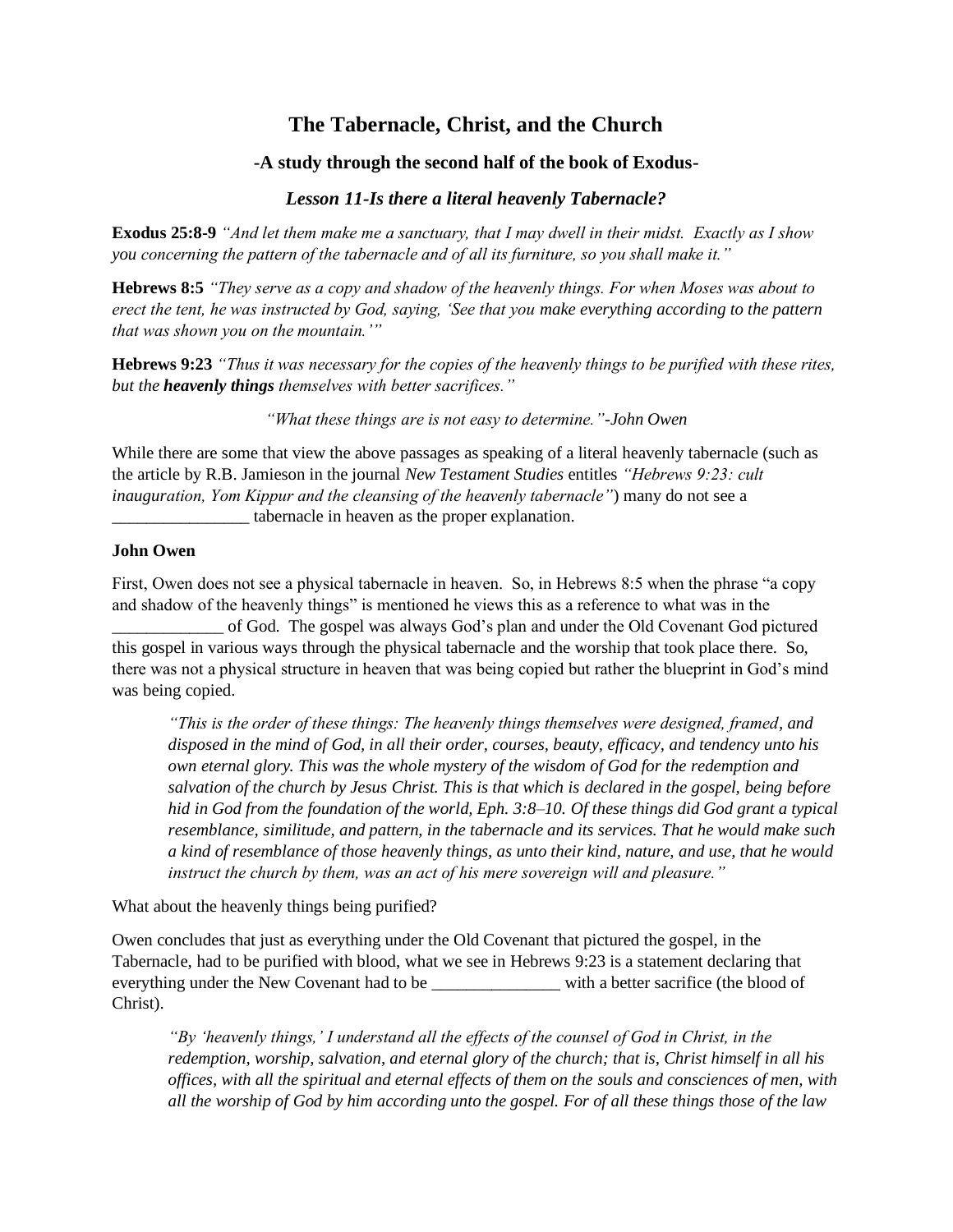# The Tabernacle, Christ, and the Church

### -A study through the second half of the book of Exodus-

### *Lesson 11-Is there a literal heavenly Tabernacle?*

**Exodus 25:8-9** *"And let them make me a sanctuary, that I may dwell in their midst. Exactly as I show you concerning the pattern of the tabernacle and of all its furniture, so you shall make it."*

**Hebrews 8:5** *"They serve as a copy and shadow of the heavenly things. For when Moses was about to erect the tent, he was instructed by God, saying, 'See that you* make everything according to the pattern *that was shown you on the mountain.'"*

**Hebrews 9:23** *"Thus it was necessary for the copies of the heavenly things to be purified with these rites, but the* ***heavenly things*** *themselves with better sacrifices."*

*"What these things are is not easy to determine."-John Owen*

While there are some that view the above passages as speaking of a literal heavenly tabernacle (such as the article by R.B. Jamieson in the journal *New Testament Studies* entitles *"Hebrews 9:23: cult inauguration, Yom Kippur and the cleansing of the heavenly tabernacle"*) many do not see a ________________ tabernacle in heaven as the proper explanation.

**John Owen**

First, Owen does not see a physical tabernacle in heaven. So, in Hebrews 8:5 when the phrase "a copy and shadow of the heavenly things" is mentioned he views this as a reference to what was in the _____________ of God. The gospel was always God's plan and under the Old Covenant God pictured this gospel in various ways through the physical tabernacle and the worship that took place there. So, there was not a physical structure in heaven that was being copied but rather the blueprint in God's mind was being copied.

> *"This is the order of these things: The heavenly things themselves were designed, framed, and disposed in the mind of God, in all their order, courses, beauty, efficacy, and tendency unto his own eternal glory. This was the whole mystery of the wisdom of God for the redemption and salvation of the church by Jesus Christ. This is that which is declared in the gospel, being before hid in God from the foundation of the world, Eph. 3:8–10. Of these things did God grant a typical resemblance, similitude, and pattern, in the tabernacle and its services. That he would make such a kind of resemblance of those heavenly things, as unto their kind, nature, and use, that he would instruct the church by them, was an act of his mere sovereign will and pleasure."*

What about the heavenly things being purified?

Owen concludes that just as everything under the Old Covenant that pictured the gospel, in the Tabernacle, had to be purified with blood, what we see in Hebrews 9:23 is a statement declaring that everything under the New Covenant had to be _______________ with a better sacrifice (the blood of Christ).

> *"By 'heavenly things,' I understand all the effects of the counsel of God in Christ, in the redemption, worship, salvation, and eternal glory of the church; that is, Christ himself in all his offices, with all the spiritual and eternal effects of them on the souls and consciences of men, with all the worship of God by him according unto the gospel. For of all these things those of the law*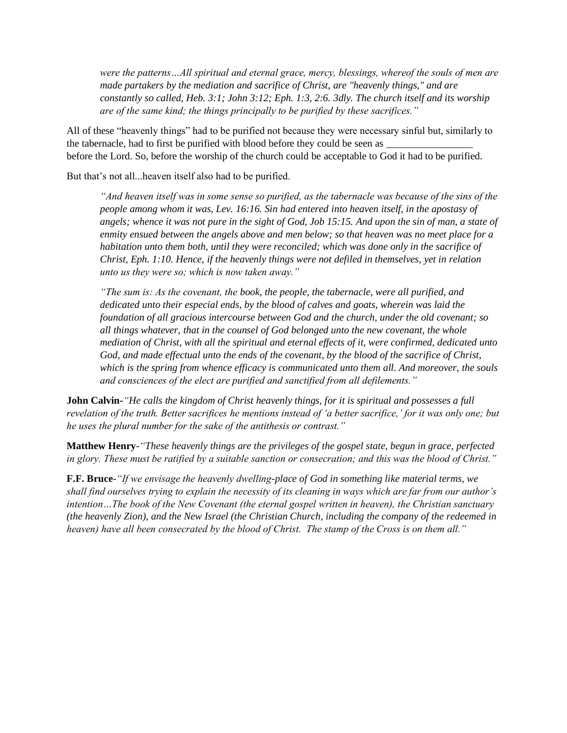> *were the patterns…All spiritual and eternal grace, mercy, blessings, whereof the souls of men are made partakers by the mediation and sacrifice of Christ, are "heavenly things," and are constantly so called, Heb. 3:1; John 3:12; Eph. 1:3, 2:6. 3dly. The church itself and its worship are of the same kind; the things principally to be purified by these sacrifices."*

All of these "heavenly things" had to be purified not because they were necessary sinful but, similarly to the tabernacle, had to first be purified with blood before they could be seen as _________________ before the Lord. So, before the worship of the church could be acceptable to God it had to be purified.

But that's not all...heaven itself also had to be purified.

> *"And heaven itself was in some sense so purified, as the tabernacle was because of the sins of the people among whom it was, Lev. 16:16. Sin had entered into heaven itself, in the apostasy of angels; whence it was not pure in the sight of God, Job 15:15. And upon the sin of man, a state of enmity ensued between the angels above and men below; so that heaven was no meet place for a habitation unto them both, until they were reconciled; which was done only in the sacrifice of Christ, Eph. 1:10. Hence, if the heavenly things were not defiled in themselves, yet in relation unto us they were so; which is now taken away."*
>
> *"The sum is: As the covenant, the book, the people, the tabernacle, were all purified, and dedicated unto their especial ends, by the blood of calves and goats, wherein was laid the foundation of all gracious intercourse between God and the church, under the old covenant; so all things whatever, that in the counsel of God belonged unto the new covenant, the whole mediation of Christ, with all the spiritual and eternal effects of it, were confirmed, dedicated unto God, and made effectual unto the ends of the covenant, by the blood of the sacrifice of Christ, which is the spring from whence efficacy is communicated unto them all. And moreover, the souls and consciences of the elect are purified and sanctified from all defilements."*

**John Calvin-***"He calls the kingdom of Christ heavenly things, for it is spiritual and possesses a full revelation of the truth. Better sacrifices he mentions instead of 'a better sacrifice,' for it was only one; but he uses the plural number for the sake of the antithesis or contrast."*

**Matthew Henry**-*"These heavenly things are the privileges of the gospel state, begun in grace, perfected in glory. These must be ratified by a suitable sanction or consecration; and this was the blood of Christ."*

**F.F. Bruce**-*"If we envisage the heavenly dwelling-place of God in something like material terms, we shall find ourselves trying to explain the necessity of its cleaning in ways which are far from our author's intention…The book of the New Covenant (the eternal gospel written in heaven), the Christian sanctuary (the heavenly Zion), and the New Israel (the Christian Church, including the company of the redeemed in heaven) have all been consecrated by the blood of Christ. The stamp of the Cross is on them all."*